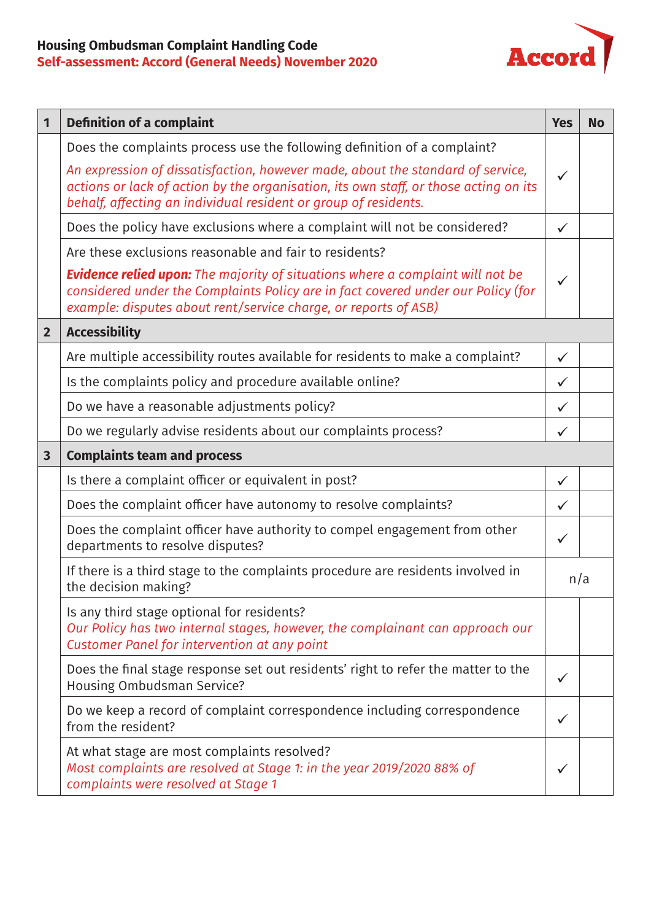# Housing Ombudsman Complaint Handling Code

## Self-assessment: Accord (General Needs) November 2020

| 1 | Definition of a complaint | Yes | No |
|---|---|---|---|
| | Does the complaints process use the following definition of a complaint? *An expression of dissatisfaction, however made, about the standard of service, actions or lack of action by the organisation, its own staff, or those acting on its behalf, affecting an individual resident or group of residents.* | ✓ | |
| | Does the policy have exclusions where a complaint will not be considered? | ✓ | |
| | Are these exclusions reasonable and fair to residents? ***Evidence relied upon:*** *The majority of situations where a complaint will not be considered under the Complaints Policy are in fact covered under our Policy (for example: disputes about rent/service charge, or reports of ASB)* | ✓ | |
| **2** | **Accessibility** | | |
| | Are multiple accessibility routes available for residents to make a complaint? | ✓ | |
| | Is the complaints policy and procedure available online? | ✓ | |
| | Do we have a reasonable adjustments policy? | ✓ | |
| | Do we regularly advise residents about our complaints process? | ✓ | |
| **3** | **Complaints team and process** | | |
| | Is there a complaint officer or equivalent in post? | ✓ | |
| | Does the complaint officer have autonomy to resolve complaints? | ✓ | |
| | Does the complaint officer have authority to compel engagement from other departments to resolve disputes? | ✓ | |
| | If there is a third stage to the complaints procedure are residents involved in the decision making? | n/a | |
| | Is any third stage optional for residents? *Our Policy has two internal stages, however, the complainant can approach our Customer Panel for intervention at any point* | | |
| | Does the final stage set out residents' right to refer the matter to the Housing Ombudsman Service? | ✓ | |
| | Do we keep a record of complaint correspondence including correspondence from the resident? | ✓ | |
| | At what stage are most complaints resolved? *Most complaints are resolved at Stage 1: in the year 2019/2020 88% of complaints were resolved at Stage 1* | ✓ | |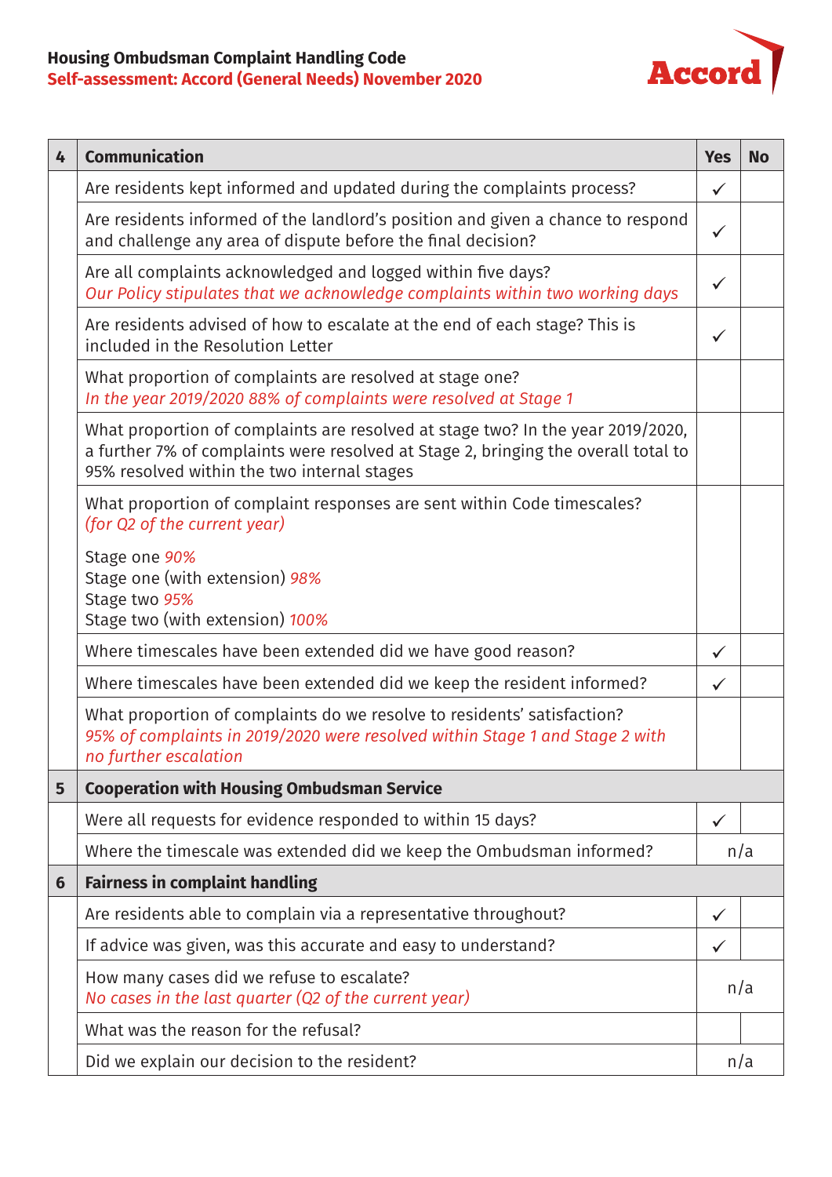**Housing Ombudsman Complaint Handling Code**
**Self-assessment: Accord (General Needs) November 2020**

| 4 | **Communication** | **Yes** | **No** |
|---|---|---|---|
| | Are residents kept informed and updated during the complaints process? | ✓ | |
| | Are residents informed of the landlord's position and given a chance to respond and challenge any area of dispute before the final decision? | ✓ | |
| | Are all complaints acknowledged and logged within five days? *Our Policy stipulates that we acknowledge complaints within two working days* | ✓ | |
| | Are residents advised of how to escalate at the end of each stage? This is included in the Resolution Letter | ✓ | |
| | What proportion of complaints are resolved at stage one? *In the year 2019/2020 88% of complaints were resolved at Stage 1* | | |
| | What proportion of complaints are resolved at stage two? In the year 2019/2020, a further 7% of complaints were resolved at Stage 2, bringing the overall total to 95% resolved within the two internal stages | | |
| | What proportion of complaint responses are sent within Code timescales? *(for Q2 of the current year)*<br><br>Stage one *90%*<br>Stage one (with extension) *98%*<br>Stage two *95%*<br>Stage two (with extension) *100%* | | |
| | Where timescales have been extended did we have good reason? | ✓ | |
| | Where timescales have been extended did we keep the resident informed? | ✓ | |
| | What proportion of complaints do we resolve to residents' satisfaction? *95% of complaints in 2019/2020 were resolved within Stage 1 and Stage 2 with no further escalation* | | |
| **5** | **Cooperation with Housing Ombudsman Service** | | |
| | Were all requests for evidence responded to within 15 days? | ✓ | |
| | Where the timescale was extended did we keep the Ombudsman informed? | n/a | |
| **6** | **Fairness in complaint handling** | | |
| | Are residents able to complain via a representative throughout? | ✓ | |
| | If advice was given, was this accurate and easy to understand? | ✓ | |
| | How many cases did we refuse to escalate? *No cases in the last quarter (Q2 of the current year)* | n/a | |
| | What was the reason for the refusal? | | |
| | Did we explain our decision to the resident? | n/a | |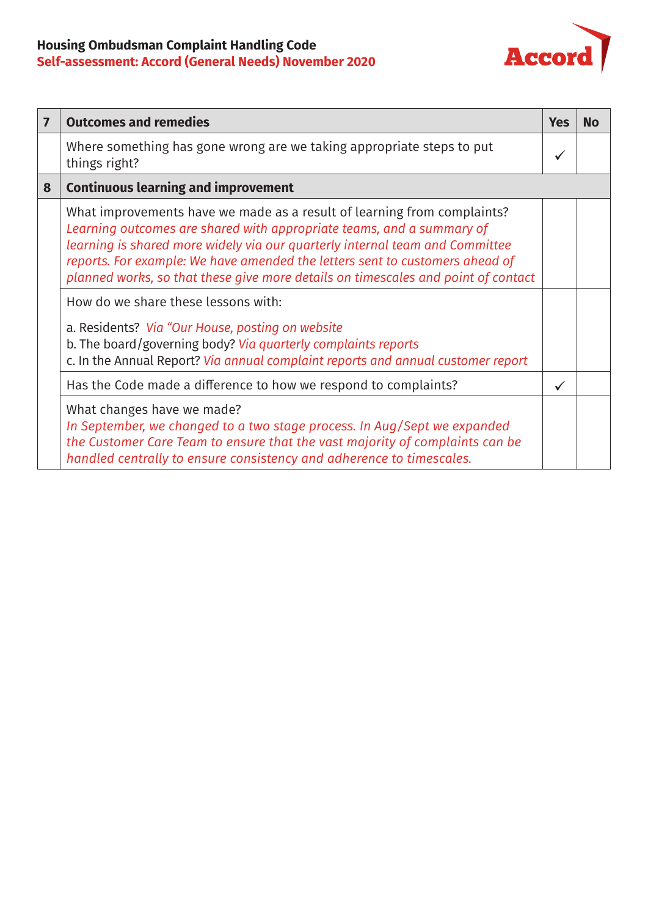| 7 | Outcomes and remedies | Yes | No |
|---|---|---|---|
| | Where something has gone wrong are we taking appropriate steps to put things right? | ✓ | |
| 8 | **Continuous learning and improvement** | | |
| | What improvements have we made as a result of learning from complaints? *Learning outcomes are shared with appropriate teams, and a summary of learning is shared more widely via our quarterly internal team and Committee reports. For example: We have amended the letters sent to customers ahead of planned works, so that these give more details on timescales and point of contact* | | |
| | How do we share these lessons with:<br><br>a. Residents? *Via "Our House, posting on website*<br>b. The board/governing body? *Via quarterly complaints reports*<br>c. In the Annual Report? *Via annual complaint reports and annual customer report* | | |
| | Has the Code made a difference to how we respond to complaints? | ✓ | |
| | What changes have we made?<br>*In September, we changed to a two stage process. In Aug/Sept we expanded the Customer Care Team to ensure that the vast majority of complaints can be handled centrally to ensure consistency and adherence to timescales.* | | |